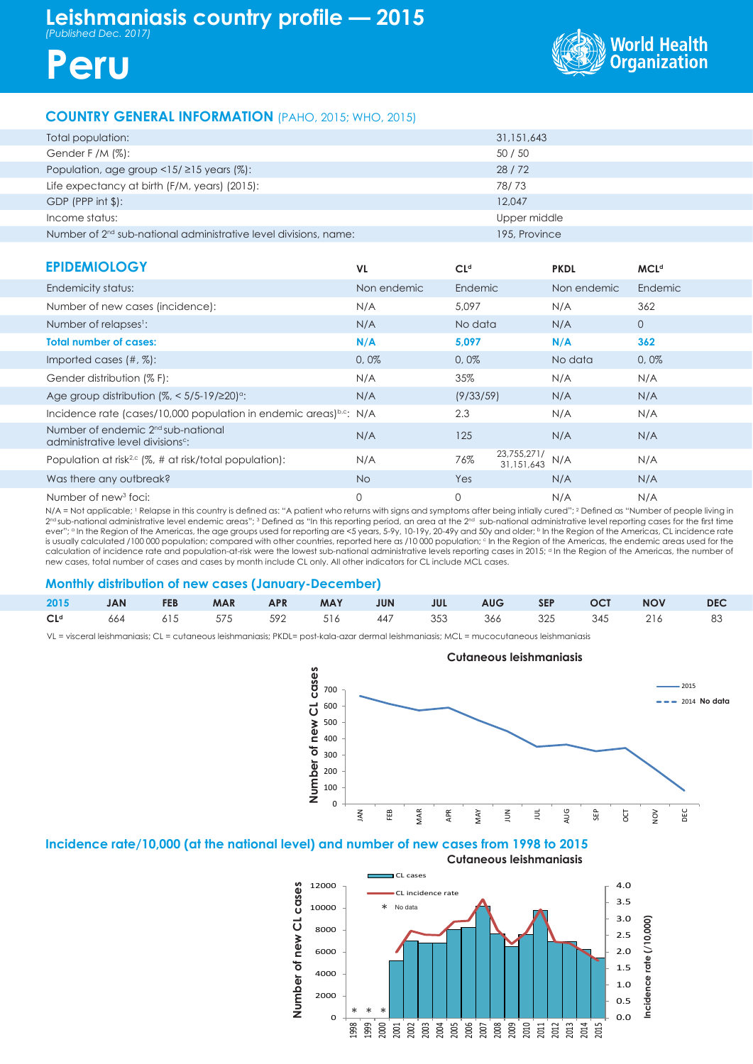# Leishmaniasis country profile — 2015

*(Published Dec. 2017)*

# Peru

World Health Organization

## COUNTRY GENERAL INFORMATION (PAHO, 2015; WHO, 2015)

| | |
|---|---|
| Total population: | 31,151,643 |
| Gender F /M (%): | 50 / 50 |
| Population, age group <15/ ≥15 years (%): | 28 / 72 |
| Life expectancy at birth (F/M, years) (2015): | 78/ 73 |
| GDP (PPP int $): | 12,047 |
| Income status: | Upper middle |
| Number of 2nd sub-national administrative level divisions, name: | 195, Province |

## EPIDEMIOLOGY

| | VL | CL[d] | PKDL | MCL[d] |
|---|---|---|---|---|
| Endemicity status: | Non endemic | Endemic | Non endemic | Endemic |
| Number of new cases (incidence): | N/A | 5,097 | N/A | 362 |
| Number of relapses[1]: | N/A | No data | N/A | 0 |
| **Total number of cases:** | **N/A** | **5,097** | **N/A** | **362** |
| Imported cases (#, %): | 0, 0% | 0, 0% | No data | 0, 0% |
| Gender distribution (% F): | N/A | 35% | N/A | N/A |
| Age group distribution (%, < 5/5-19/≥20)[a]: | N/A | (9/33/59) | N/A | N/A |
| Incidence rate (cases/10,000 population in endemic areas)[b,c]: | N/A | 2.3 | N/A | N/A |
| Number of endemic 2nd sub-national administrative level divisions[c]: | N/A | 125 | N/A | N/A |
| Population at risk[2,c] (%, # at risk/total population): | N/A | 76% 23,755,271/ 31,151,643 | N/A | N/A |
| Was there any outbreak? | No | Yes | N/A | N/A |
| Number of new[3] foci: | 0 | 0 | N/A | N/A |

N/A = Not applicable; [1] Relapse in this country is defined as: "A patient who returns with signs and symptoms after being intially cured"; [2] Defined as "Number of people living in 2nd sub-national administrative level endemic areas"; [3] Defined as "In this reporting period, an area at the 2nd sub-national administrative level reporting cases for the first time ever"; [a] In the Region of the Americas, the age groups used for reporting are <5 years, 5-9y, 10-19y, 20-49y and 50y and older; [b] In the Region of the Americas, CL incidence rate is usually calculated /100 000 population; compared with other countries, reported here as /10 000 population; [c] In the Region of the Americas, the endemic areas used for the calculation of incidence rate and population-at-risk were the lowest sub-national administrative levels reporting cases in 2015; [d] In the Region of the Americas, the number of new cases, total number of cases and cases by month include CL only. All other indicators for CL include MCL cases.

## Monthly distribution of new cases (January-December)

| 2015 | JAN | FEB | MAR | APR | MAY | JUN | JUL | AUG | SEP | OCT | NOV | DEC |
|---|---|---|---|---|---|---|---|---|---|---|---|---|
| CL[d] | 664 | 615 | 575 | 592 | 516 | 447 | 353 | 366 | 325 | 345 | 216 | 83 |

VL = visceral leishmaniasis; CL = cutaneous leishmaniasis; PKDL= post-kala-azar dermal leishmaniasis; MCL = mucocutaneous leishmaniasis

**Cutaneous leishmaniasis**

(Line chart: Number of new CL cases by month, JAN–DEC; legend: 2015; 2014 No data)

## Incidence rate/10,000 (at the national level) and number of new cases from 1998 to 2015

**Cutaneous leishmaniasis**

(Chart: Number of new CL cases (bars) and CL incidence rate (/10,000) (line), 1998–2015; * No data for 1998, 1999, 2000)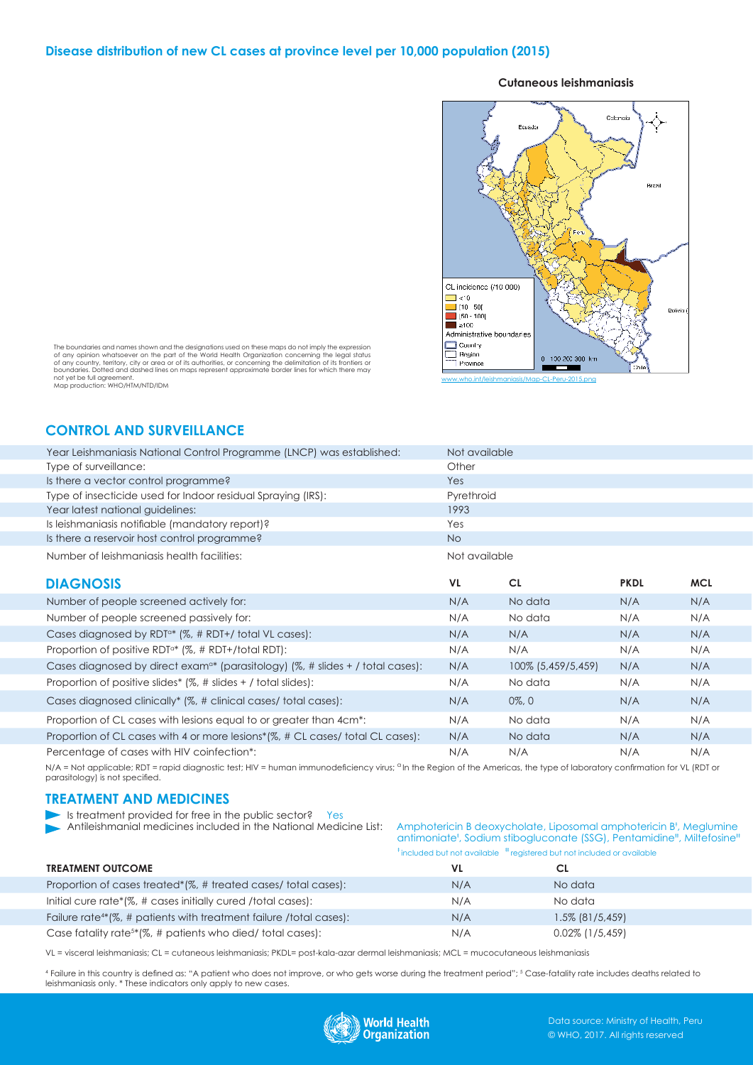## Disease distribution of new CL cases at province level per 10,000 population (2015)

**Cutaneous leishmaniasis**

Colombia
Ecuador
Brazil
Peru
Bolivia
Chile
CL incidence (/10 000)
< 10
[10 - 50[
[50 - 100[
≥100
Administrative boundaries
Country
Region
Province
0 100 200 300 km

www.who.int/leishmaniasis/Map-CL-Peru-2015.png

The boundaries and names shown and the designations used on these maps do not imply the expression of any opinion whatsoever on the part of the World Health Organization concerning the legal status of any country, territory, city or area or of its authorities, or concerning the delimitation of its frontiers or boundaries. Dotted and dashed lines on maps represent approximate border lines for which there may not yet be full agreement.
Map production: WHO/HTM/NTD/IDM

## CONTROL AND SURVEILLANCE

| | |
|---|---|
| Year Leishmaniasis National Control Programme (LNCP) was established: | Not available |
| Type of surveillance: | Other |
| Is there a vector control programme? | Yes |
| Type of insecticide used for Indoor residual Spraying (IRS): | Pyrethroid |
| Year latest national guidelines: | 1993 |
| Is leishmaniasis notifiable (mandatory report)? | Yes |
| Is there a reservoir host control programme? | No |
| Number of leishmaniasis health facilities: | Not available |

## DIAGNOSIS

| DIAGNOSIS | VL | CL | PKDL | MCL |
|---|---|---|---|---|
| Number of people screened actively for: | N/A | No data | N/A | N/A |
| Number of people screened passively for: | N/A | No data | N/A | N/A |
| Cases diagnosed by RDT[a]* (%, # RDT+/ total VL cases): | N/A | N/A | N/A | N/A |
| Proportion of positive RDT[a]* (%, # RDT+/total RDT): | N/A | N/A | N/A | N/A |
| Cases diagnosed by direct exam[a]* (parasitology) (%, # slides + / total cases): | N/A | 100% (5,459/5,459) | N/A | N/A |
| Proportion of positive slides* (%, # slides + / total slides): | N/A | No data | N/A | N/A |
| Cases diagnosed clinically* (%, # clinical cases/ total cases): | N/A | 0%, 0 | N/A | N/A |
| Proportion of CL cases with lesions equal to or greater than 4cm*: | N/A | No data | N/A | N/A |
| Proportion of CL cases with 4 or more lesions*(%, # CL cases/ total CL cases): | N/A | No data | N/A | N/A |
| Percentage of cases with HIV coinfection*: | N/A | N/A | N/A | N/A |

N/A = Not applicable; RDT = rapid diagnostic test; HIV = human immunodeficiency virus; [a] In the Region of the Americas, the type of laboratory confirmation for VL (RDT or parasitology) is not specified.

## TREATMENT AND MEDICINES

- Is treatment provided for free in the public sector? Yes
- Antileishmanial medicines included in the National Medicine List: Amphotericin B deoxycholate, Liposomal amphotericin B[‡], Meglumine antimoniate[‡], Sodium stibogluconate (SSG), Pentamidine[#], Miltefosine[#]

[‡] included but not available [#] registered but not included or available

| TREATMENT OUTCOME | VL | CL |
|---|---|---|
| Proportion of cases treated*(%, # treated cases/ total cases): | N/A | No data |
| Initial cure rate*(%, # cases initially cured /total cases): | N/A | No data |
| Failure rate[4]*(%, # patients with treatment failure /total cases): | N/A | 1.5% (81/5,459) |
| Case fatality rate[5]*(%, # patients who died/ total cases): | N/A | 0.02% (1/5,459) |

VL = visceral leishmaniasis; CL = cutaneous leishmaniasis; PKDL= post-kala-azar dermal leishmaniasis; MCL = mucocutaneous leishmaniasis

[4] Failure in this country is defined as: "A patient who does not improve, or who gets worse during the treatment period"; [5] Case-fatality rate includes deaths related to leishmaniasis only. * These indicators only apply to new cases.

World Health Organization

Data source: Ministry of Health, Peru
© WHO, 2017. All rights reserved